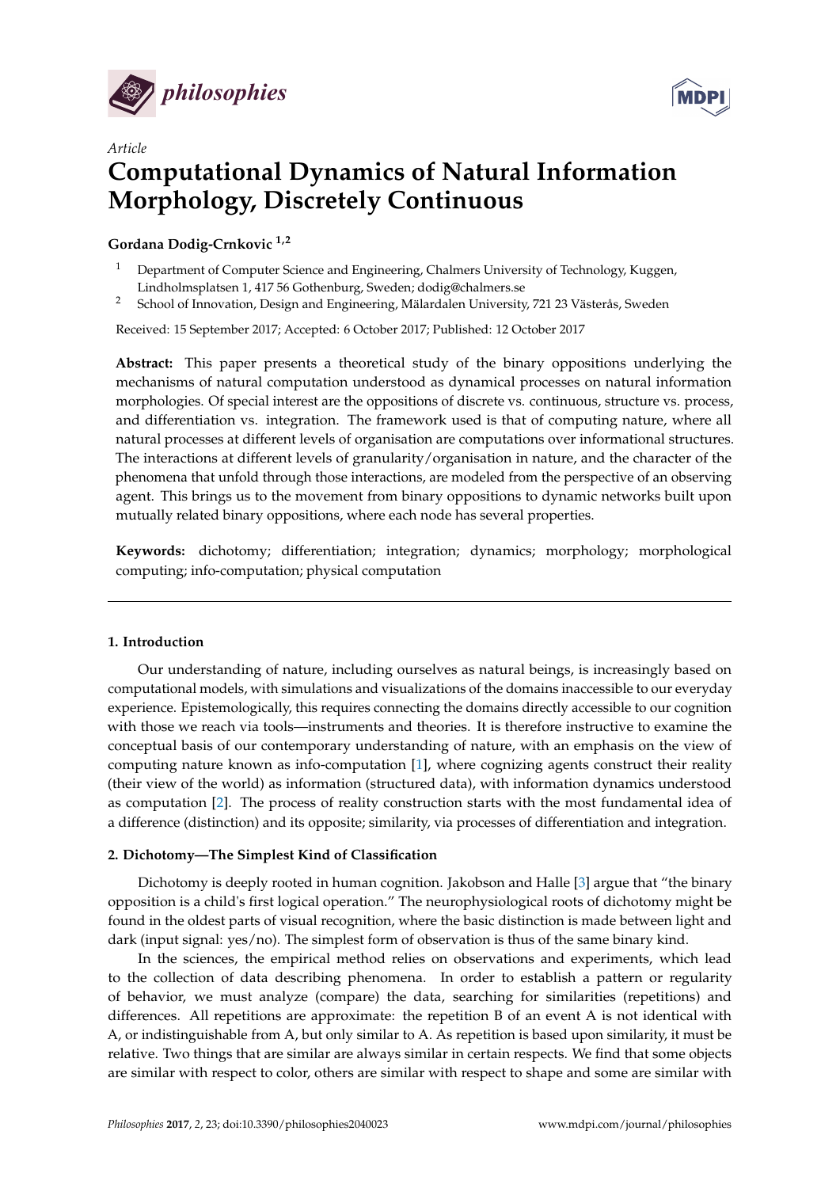*Article*

# Computational Dynamics of Natural Information Morphology, Discretely Continuous

**Gordana Dodig-Crnkovic** [1,2]

[1] Department of Computer Science and Engineering, Chalmers University of Technology, Kuggen, Lindholmsplatsen 1, 417 56 Gothenburg, Sweden; dodig@chalmers.se

[2] School of Innovation, Design and Engineering, Mälardalen University, 721 23 Västerås, Sweden

Received: 15 September 2017; Accepted: 6 October 2017; Published: 12 October 2017

**Abstract:** This paper presents a theoretical study of the binary oppositions underlying the mechanisms of natural computation understood as dynamical processes on natural information morphologies. Of special interest are the oppositions of discrete vs. continuous, structure vs. process, and differentiation vs. integration. The framework used is that of computing nature, where all natural processes at different levels of organisation are computations over informational structures. The interactions at different levels of granularity/organisation in nature, and the character of the phenomena that unfold through those interactions, are modeled from the perspective of an observing agent. This brings us to the movement from binary oppositions to dynamic networks built upon mutually related binary oppositions, where each node has several properties.

**Keywords:** dichotomy; differentiation; integration; dynamics; morphology; morphological computing; info-computation; physical computation

## 1. Introduction

Our understanding of nature, including ourselves as natural beings, is increasingly based on computational models, with simulations and visualizations of the domains inaccessible to our everyday experience. Epistemologically, this requires connecting the domains directly accessible to our cognition with those we reach via tools—instruments and theories. It is therefore instructive to examine the conceptual basis of our contemporary understanding of nature, with an emphasis on the view of computing nature known as info-computation [1], where cognizing agents construct their reality (their view of the world) as information (structured data), with information dynamics understood as computation [2]. The process of reality construction starts with the most fundamental idea of a difference (distinction) and its opposite; similarity, via processes of differentiation and integration.

## 2. Dichotomy—The Simplest Kind of Classification

Dichotomy is deeply rooted in human cognition. Jakobson and Halle [3] argue that "the binary opposition is a child's first logical operation." The neurophysiological roots of dichotomy might be found in the oldest parts of visual recognition, where the basic distinction is made between light and dark (input signal: yes/no). The simplest form of observation is thus of the same binary kind.

In the sciences, the empirical method relies on observations and experiments, which lead to the collection of data describing phenomena. In order to establish a pattern or regularity of behavior, we must analyze (compare) the data, searching for similarities (repetitions) and differences. All repetitions are approximate: the repetition B of an event A is not identical with A, or indistinguishable from A, but only similar to A. As repetition is based upon similarity, it must be relative. Two things that are similar are always similar in certain respects. We find that some objects are similar with respect to color, others are similar with respect to shape and some are similar with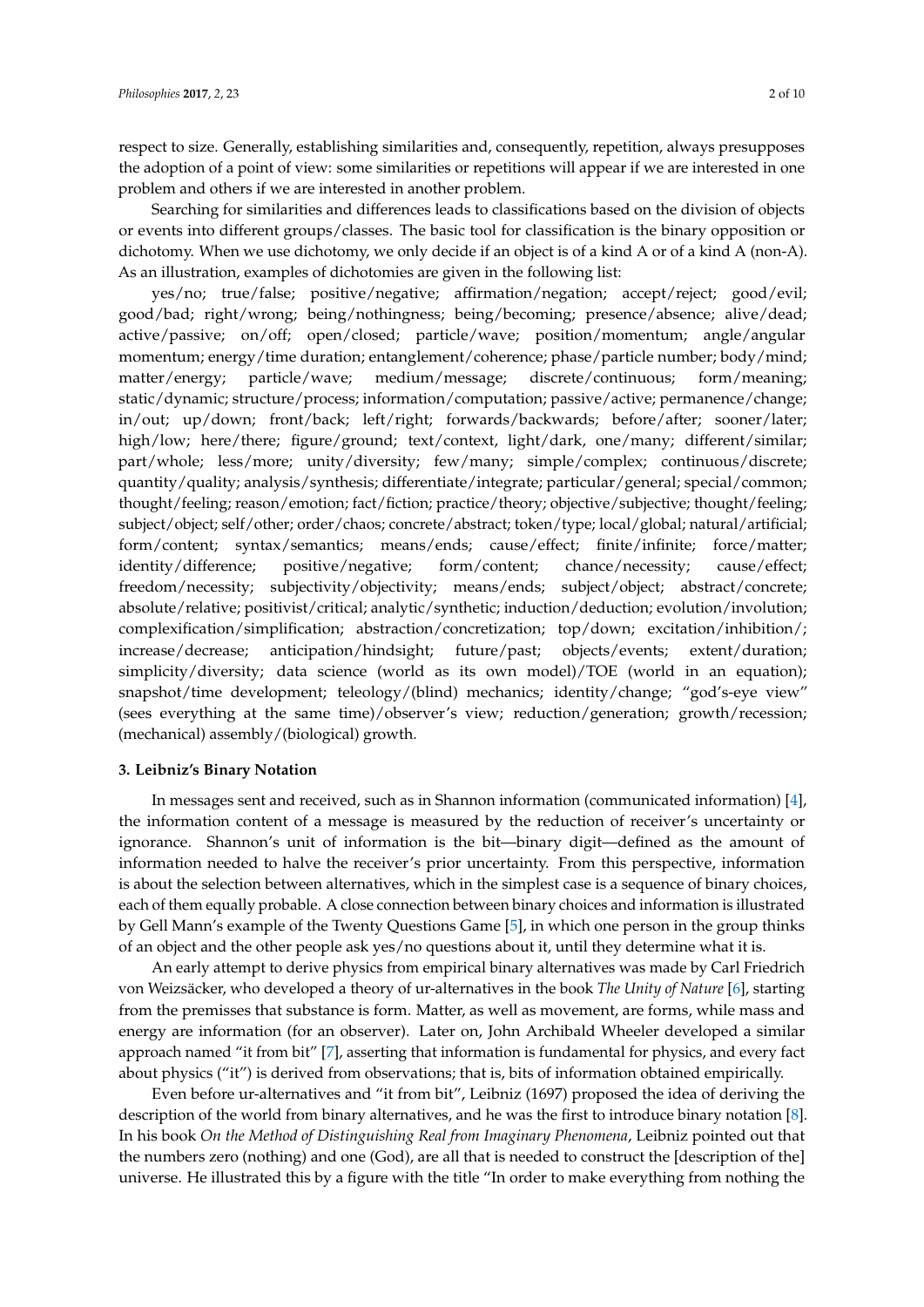respect to size. Generally, establishing similarities and, consequently, repetition, always presupposes the adoption of a point of view: some similarities or repetitions will appear if we are interested in one problem and others if we are interested in another problem.

Searching for similarities and differences leads to classifications based on the division of objects or events into different groups/classes. The basic tool for classification is the binary opposition or dichotomy. When we use dichotomy, we only decide if an object is of a kind A or of a kind A (non-A). As an illustration, examples of dichotomies are given in the following list:

yes/no; true/false; positive/negative; affirmation/negation; accept/reject; good/evil; good/bad; right/wrong; being/nothingness; being/becoming; presence/absence; alive/dead; active/passive; on/off; open/closed; particle/wave; position/momentum; angle/angular momentum; energy/time duration; entanglement/coherence; phase/particle number; body/mind; matter/energy; particle/wave; medium/message; discrete/continuous; form/meaning; static/dynamic; structure/process; information/computation; passive/active; permanence/change; in/out; up/down; front/back; left/right; forwards/backwards; before/after; sooner/later; high/low; here/there; figure/ground; text/context, light/dark, one/many; different/similar; part/whole; less/more; unity/diversity; few/many; simple/complex; continuous/discrete; quantity/quality; analysis/synthesis; differentiate/integrate; particular/general; special/common; thought/feeling; reason/emotion; fact/fiction; practice/theory; objective/subjective; thought/feeling; subject/object; self/other; order/chaos; concrete/abstract; token/type; local/global; natural/artificial; form/content; syntax/semantics; means/ends; cause/effect; finite/infinite; force/matter; identity/difference; positive/negative; form/content; chance/necessity; cause/effect; freedom/necessity; subjectivity/objectivity; means/ends; subject/object; abstract/concrete; absolute/relative; positivist/critical; analytic/synthetic; induction/deduction; evolution/involution; complexification/simplification; abstraction/concretization; top/down; excitation/inhibition/; increase/decrease; anticipation/hindsight; future/past; objects/events; extent/duration; simplicity/diversity; data science (world as its own model)/TOE (world in an equation); snapshot/time development; teleology/(blind) mechanics; identity/change; "god's-eye view" (sees everything at the same time)/observer's view; reduction/generation; growth/recession; (mechanical) assembly/(biological) growth.

## 3. Leibniz's Binary Notation

In messages sent and received, such as in Shannon information (communicated information) [4], the information content of a message is measured by the reduction of receiver's uncertainty or ignorance. Shannon's unit of information is the bit—binary digit—defined as the amount of information needed to halve the receiver's prior uncertainty. From this perspective, information is about the selection between alternatives, which in the simplest case is a sequence of binary choices, each of them equally probable. A close connection between binary choices and information is illustrated by Gell Mann's example of the Twenty Questions Game [5], in which one person in the group thinks of an object and the other people ask yes/no questions about it, until they determine what it is.

An early attempt to derive physics from empirical binary alternatives was made by Carl Friedrich von Weizsäcker, who developed a theory of ur-alternatives in the book *The Unity of Nature* [6], starting from the premisses that substance is form. Matter, as well as movement, are forms, while mass and energy are information (for an observer). Later on, John Archibald Wheeler developed a similar approach named "it from bit" [7], asserting that information is fundamental for physics, and every fact about physics ("it") is derived from observations; that is, bits of information obtained empirically.

Even before ur-alternatives and "it from bit", Leibniz (1697) proposed the idea of deriving the description of the world from binary alternatives, and he was the first to introduce binary notation [8]. In his book *On the Method of Distinguishing Real from Imaginary Phenomena*, Leibniz pointed out that the numbers zero (nothing) and one (God), are all that is needed to construct the [description of the] universe. He illustrated this by a figure with the title "In order to make everything from nothing the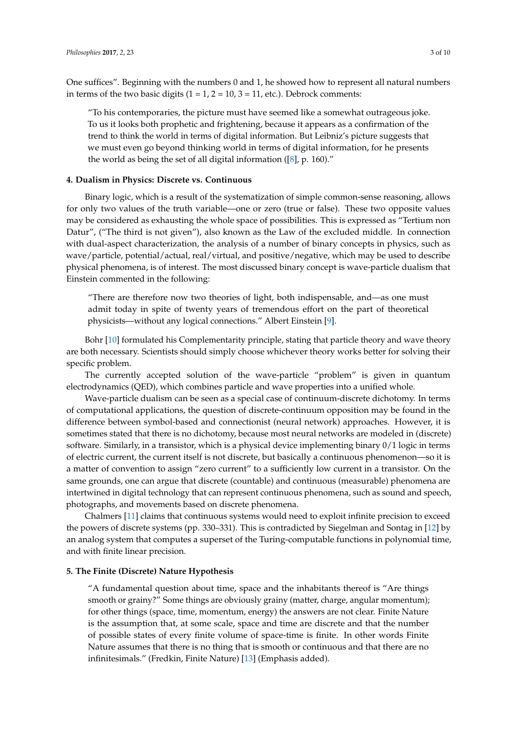One suffices". Beginning with the numbers 0 and 1, he showed how to represent all natural numbers in terms of the two basic digits (1 = 1, 2 = 10, 3 = 11, etc.). Debrock comments:

> "To his contemporaries, the picture must have seemed like a somewhat outrageous joke. To us it looks both prophetic and frightening, because it appears as a confirmation of the trend to think the world in terms of digital information. But Leibniz's picture suggests that we must even go beyond thinking world in terms of digital information, for he presents the world as being the set of all digital information ([8], p. 160)."

## 4. Dualism in Physics: Discrete vs. Continuous

Binary logic, which is a result of the systematization of simple common-sense reasoning, allows for only two values of the truth variable—one or zero (true or false). These two opposite values may be considered as exhausting the whole space of possibilities. This is expressed as "Tertium non Datur", ("The third is not given"), also known as the Law of the excluded middle. In connection with dual-aspect characterization, the analysis of a number of binary concepts in physics, such as wave/particle, potential/actual, real/virtual, and positive/negative, which may be used to describe physical phenomena, is of interest. The most discussed binary concept is wave-particle dualism that Einstein commented in the following:

> "There are therefore now two theories of light, both indispensable, and—as one must admit today in spite of twenty years of tremendous effort on the part of theoretical physicists—without any logical connections." Albert Einstein [9].

Bohr [10] formulated his Complementarity principle, stating that particle theory and wave theory are both necessary. Scientists should simply choose whichever theory works better for solving their specific problem.

The currently accepted solution of the wave-particle "problem" is given in quantum electrodynamics (QED), which combines particle and wave properties into a unified whole.

Wave-particle dualism can be seen as a special case of continuum-discrete dichotomy. In terms of computational applications, the question of discrete-continuum opposition may be found in the difference between symbol-based and connectionist (neural network) approaches. However, it is sometimes stated that there is no dichotomy, because most neural networks are modeled in (discrete) software. Similarly, in a transistor, which is a physical device implementing binary 0/1 logic in terms of electric current, the current itself is not discrete, but basically a continuous phenomenon—so it is a matter of convention to assign "zero current" to a sufficiently low current in a transistor. On the same grounds, one can argue that discrete (countable) and continuous (measurable) phenomena are intertwined in digital technology that can represent continuous phenomena, such as sound and speech, photographs, and movements based on discrete phenomena.

Chalmers [11] claims that continuous systems would need to exploit infinite precision to exceed the powers of discrete systems (pp. 330–331). This is contradicted by Siegelman and Sontag in [12] by an analog system that computes a superset of the Turing-computable functions in polynomial time, and with finite linear precision.

## 5. The Finite (Discrete) Nature Hypothesis

> "A fundamental question about time, space and the inhabitants thereof is "Are things smooth or grainy?" Some things are obviously grainy (matter, charge, angular momentum); for other things (space, time, momentum, energy) the answers are not clear. Finite Nature is the assumption that, at some scale, space and time are discrete and that the number of possible states of every finite volume of space-time is finite. In other words Finite Nature assumes that there is no thing that is smooth or continuous and that there are no infinitesimals." (Fredkin, Finite Nature) [13] (Emphasis added).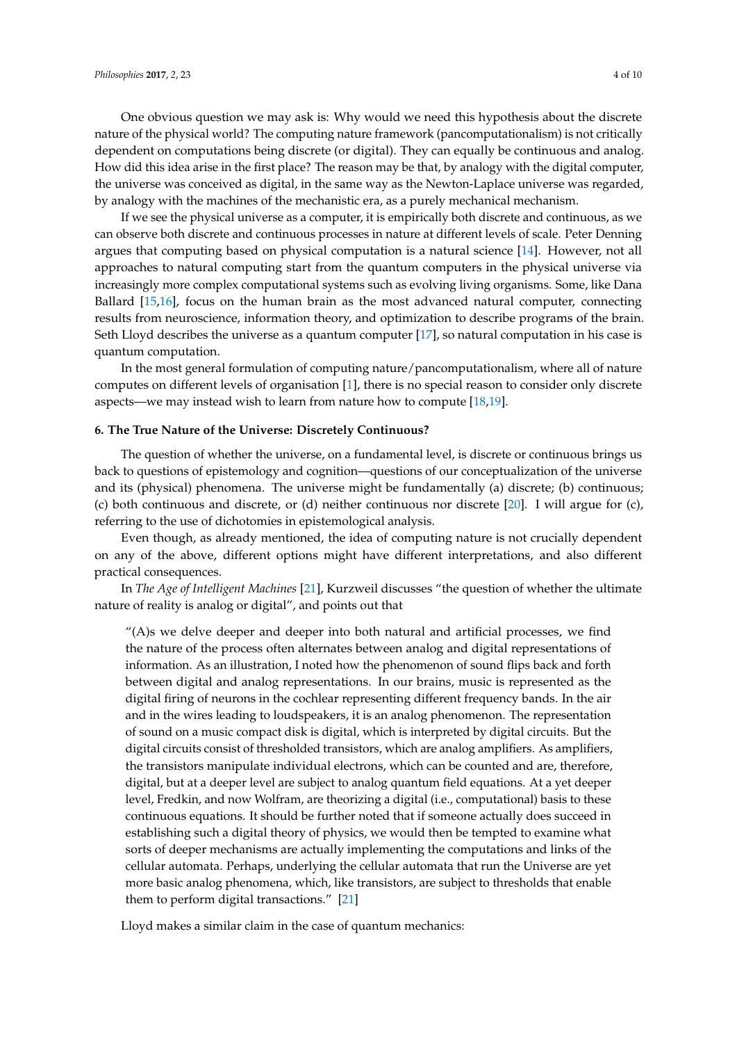One obvious question we may ask is: Why would we need this hypothesis about the discrete nature of the physical world? The computing nature framework (pancomputationalism) is not critically dependent on computations being discrete (or digital). They can equally be continuous and analog. How did this idea arise in the first place? The reason may be that, by analogy with the digital computer, the universe was conceived as digital, in the same way as the Newton-Laplace universe was regarded, by analogy with the machines of the mechanistic era, as a purely mechanical mechanism.

If we see the physical universe as a computer, it is empirically both discrete and continuous, as we can observe both discrete and continuous processes in nature at different levels of scale. Peter Denning argues that computing based on physical computation is a natural science [14]. However, not all approaches to natural computing start from the quantum computers in the physical universe via increasingly more complex computational systems such as evolving living organisms. Some, like Dana Ballard [15,16], focus on the human brain as the most advanced natural computer, connecting results from neuroscience, information theory, and optimization to describe programs of the brain. Seth Lloyd describes the universe as a quantum computer [17], so natural computation in his case is quantum computation.

In the most general formulation of computing nature/pancomputationalism, where all of nature computes on different levels of organisation [1], there is no special reason to consider only discrete aspects—we may instead wish to learn from nature how to compute [18,19].

## 6. The True Nature of the Universe: Discretely Continuous?

The question of whether the universe, on a fundamental level, is discrete or continuous brings us back to questions of epistemology and cognition—questions of our conceptualization of the universe and its (physical) phenomena. The universe might be fundamentally (a) discrete; (b) continuous; (c) both continuous and discrete, or (d) neither continuous nor discrete [20]. I will argue for (c), referring to the use of dichotomies in epistemological analysis.

Even though, as already mentioned, the idea of computing nature is not crucially dependent on any of the above, different options might have different interpretations, and also different practical consequences.

In *The Age of Intelligent Machines* [21], Kurzweil discusses "the question of whether the ultimate nature of reality is analog or digital", and points out that

> "(A)s we delve deeper and deeper into both natural and artificial processes, we find the nature of the process often alternates between analog and digital representations of information. As an illustration, I noted how the phenomenon of sound flips back and forth between digital and analog representations. In our brains, music is represented as the digital firing of neurons in the cochlear representing different frequency bands. In the air and in the wires leading to loudspeakers, it is an analog phenomenon. The representation of sound on a music compact disk is digital, which is interpreted by digital circuits. But the digital circuits consist of thresholded transistors, which are analog amplifiers. As amplifiers, the transistors manipulate individual electrons, which can be counted and are, therefore, digital, but at a deeper level are subject to analog quantum field equations. At a yet deeper level, Fredkin, and now Wolfram, are theorizing a digital (i.e., computational) basis to these continuous equations. It should be further noted that if someone actually does succeed in establishing such a digital theory of physics, we would then be tempted to examine what sorts of deeper mechanisms are actually implementing the computations and links of the cellular automata. Perhaps, underlying the cellular automata that run the Universe are yet more basic analog phenomena, which, like transistors, are subject to thresholds that enable them to perform digital transactions." [21]

Lloyd makes a similar claim in the case of quantum mechanics: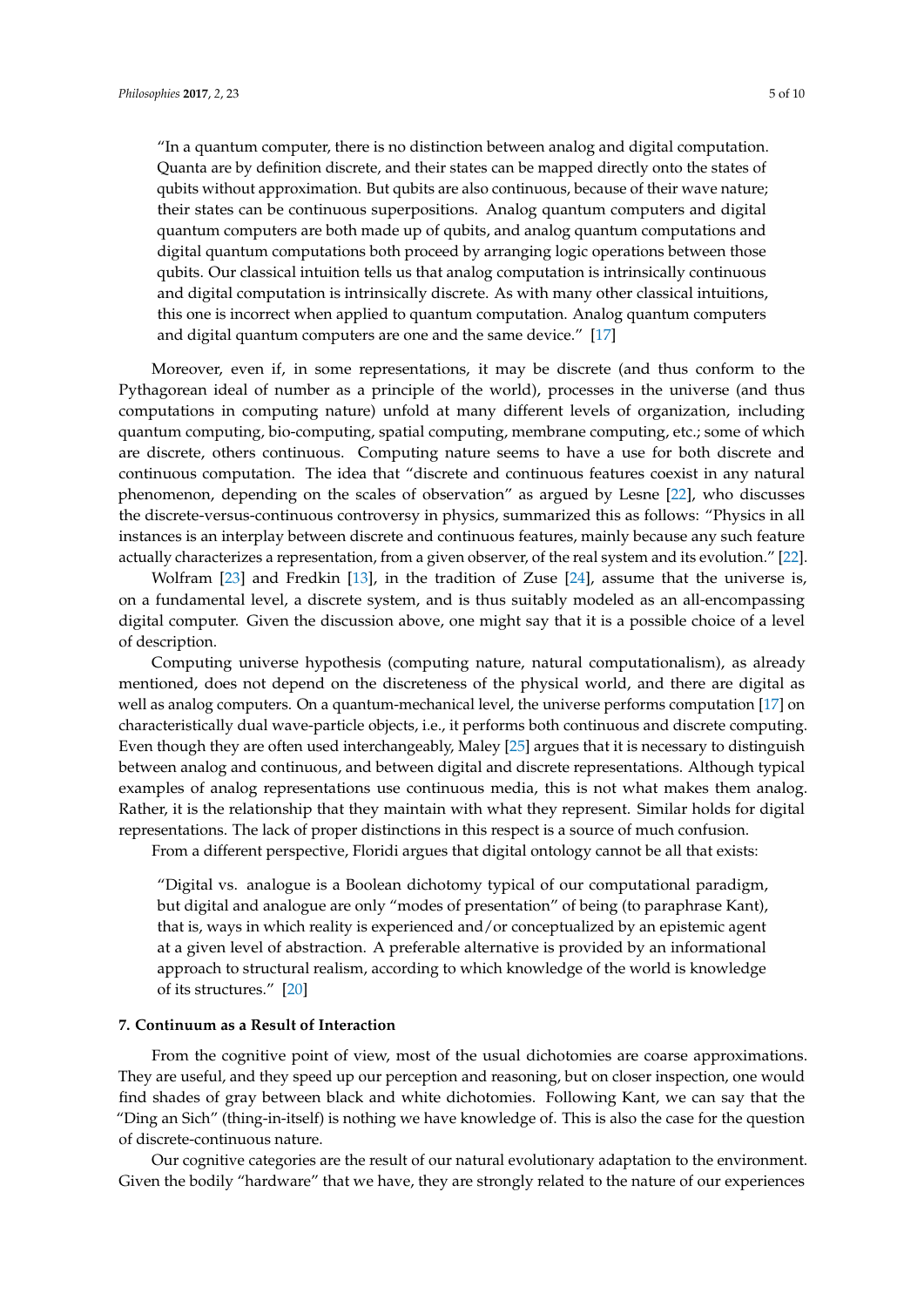> "In a quantum computer, there is no distinction between analog and digital computation. Quanta are by definition discrete, and their states can be mapped directly onto the states of qubits without approximation. But qubits are also continuous, because of their wave nature; their states can be continuous superpositions. Analog quantum computers and digital quantum computers are both made up of qubits, and analog quantum computations and digital quantum computations both proceed by arranging logic operations between those qubits. Our classical intuition tells us that analog computation is intrinsically continuous and digital computation is intrinsically discrete. As with many other classical intuitions, this one is incorrect when applied to quantum computation. Analog quantum computers and digital quantum computers are one and the same device." [17]

Moreover, even if, in some representations, it may be discrete (and thus conform to the Pythagorean ideal of number as a principle of the world), processes in the universe (and thus computations in computing nature) unfold at many different levels of organization, including quantum computing, bio-computing, spatial computing, membrane computing, etc.; some of which are discrete, others continuous. Computing nature seems to have a use for both discrete and continuous computation. The idea that "discrete and continuous features coexist in any natural phenomenon, depending on the scales of observation" as argued by Lesne [22], who discusses the discrete-versus-continuous controversy in physics, summarized this as follows: "Physics in all instances is an interplay between discrete and continuous features, mainly because any such feature actually characterizes a representation, from a given observer, of the real system and its evolution." [22].

Wolfram [23] and Fredkin [13], in the tradition of Zuse [24], assume that the universe is, on a fundamental level, a discrete system, and is thus suitably modeled as an all-encompassing digital computer. Given the discussion above, one might say that it is a possible choice of a level of description.

Computing universe hypothesis (computing nature, natural computationalism), as already mentioned, does not depend on the discreteness of the physical world, and there are digital as well as analog computers. On a quantum-mechanical level, the universe performs computation [17] on characteristically dual wave-particle objects, i.e., it performs both continuous and discrete computing. Even though they are often used interchangeably, Maley [25] argues that it is necessary to distinguish between analog and continuous, and between digital and discrete representations. Although typical examples of analog representations use continuous media, this is not what makes them analog. Rather, it is the relationship that they maintain with what they represent. Similar holds for digital representations. The lack of proper distinctions in this respect is a source of much confusion.

From a different perspective, Floridi argues that digital ontology cannot be all that exists:

> "Digital vs. analogue is a Boolean dichotomy typical of our computational paradigm, but digital and analogue are only "modes of presentation" of being (to paraphrase Kant), that is, ways in which reality is experienced and/or conceptualized by an epistemic agent at a given level of abstraction. A preferable alternative is provided by an informational approach to structural realism, according to which knowledge of the world is knowledge of its structures." [20]

## 7. Continuum as a Result of Interaction

From the cognitive point of view, most of the usual dichotomies are coarse approximations. They are useful, and they speed up our perception and reasoning, but on closer inspection, one would find shades of gray between black and white dichotomies. Following Kant, we can say that the "Ding an Sich" (thing-in-itself) is nothing we have knowledge of. This is also the case for the question of discrete-continuous nature.

Our cognitive categories are the result of our natural evolutionary adaptation to the environment. Given the bodily "hardware" that we have, they are strongly related to the nature of our experiences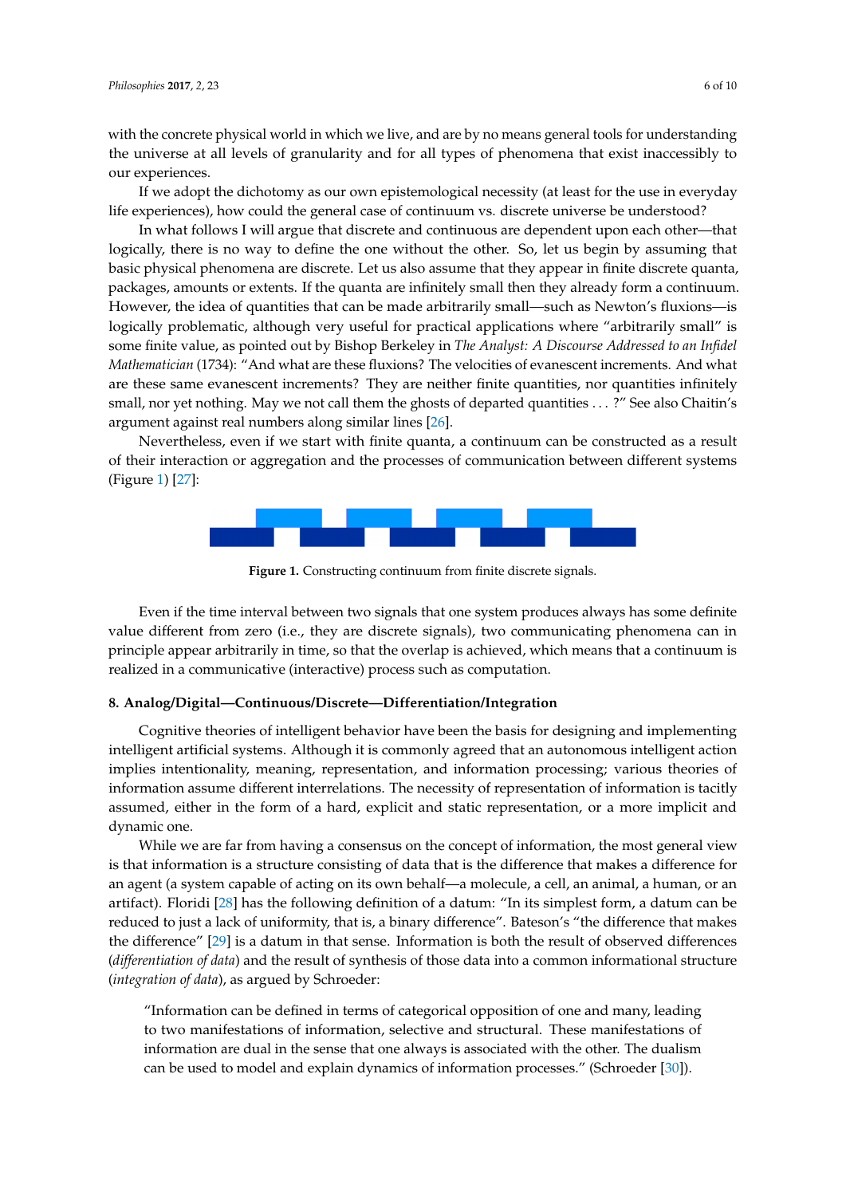with the concrete physical world in which we live, and are by no means general tools for understanding the universe at all levels of granularity and for all types of phenomena that exist inaccessibly to our experiences.

If we adopt the dichotomy as our own epistemological necessity (at least for the use in everyday life experiences), how could the general case of continuum vs. discrete universe be understood?

In what follows I will argue that discrete and continuous are dependent upon each other—that logically, there is no way to define the one without the other. So, let us begin by assuming that basic physical phenomena are discrete. Let us also assume that they appear in finite discrete quanta, packages, amounts or extents. If the quanta are infinitely small then they already form a continuum. However, the idea of quantities that can be made arbitrarily small—such as Newton's fluxions—is logically problematic, although very useful for practical applications where "arbitrarily small" is some finite value, as pointed out by Bishop Berkeley in *The Analyst: A Discourse Addressed to an Infidel Mathematician* (1734): "And what are these fluxions? The velocities of evanescent increments. And what are these same evanescent increments? They are neither finite quantities, nor quantities infinitely small, nor yet nothing. May we not call them the ghosts of departed quantities . . . ?" See also Chaitin's argument against real numbers along similar lines [26].

Nevertheless, even if we start with finite quanta, a continuum can be constructed as a result of their interaction or aggregation and the processes of communication between different systems (Figure 1) [27]:

**Figure 1.** Constructing continuum from finite discrete signals.

Even if the time interval between two signals that one system produces always has some definite value different from zero (i.e., they are discrete signals), two communicating phenomena can in principle appear arbitrarily in time, so that the overlap is achieved, which means that a continuum is realized in a communicative (interactive) process such as computation.

## 8. Analog/Digital—Continuous/Discrete—Differentiation/Integration

Cognitive theories of intelligent behavior have been the basis for designing and implementing intelligent artificial systems. Although it is commonly agreed that an autonomous intelligent action implies intentionality, meaning, representation, and information processing; various theories of information assume different interrelations. The necessity of representation of information is tacitly assumed, either in the form of a hard, explicit and static representation, or a more implicit and dynamic one.

While we are far from having a consensus on the concept of information, the most general view is that information is a structure consisting of data that is the difference that makes a difference for an agent (a system capable of acting on its own behalf—a molecule, a cell, an animal, a human, or an artifact). Floridi [28] has the following definition of a datum: "In its simplest form, a datum can be reduced to just a lack of uniformity, that is, a binary difference". Bateson's "the difference that makes the difference" [29] is a datum in that sense. Information is both the result of observed differences (*differentiation of data*) and the result of synthesis of those data into a common informational structure (*integration of data*), as argued by Schroeder:

> "Information can be defined in terms of categorical opposition of one and many, leading to two manifestations of information, selective and structural. These manifestations of information are dual in the sense that one always is associated with the other. The dualism can be used to model and explain dynamics of information processes." (Schroeder [30]).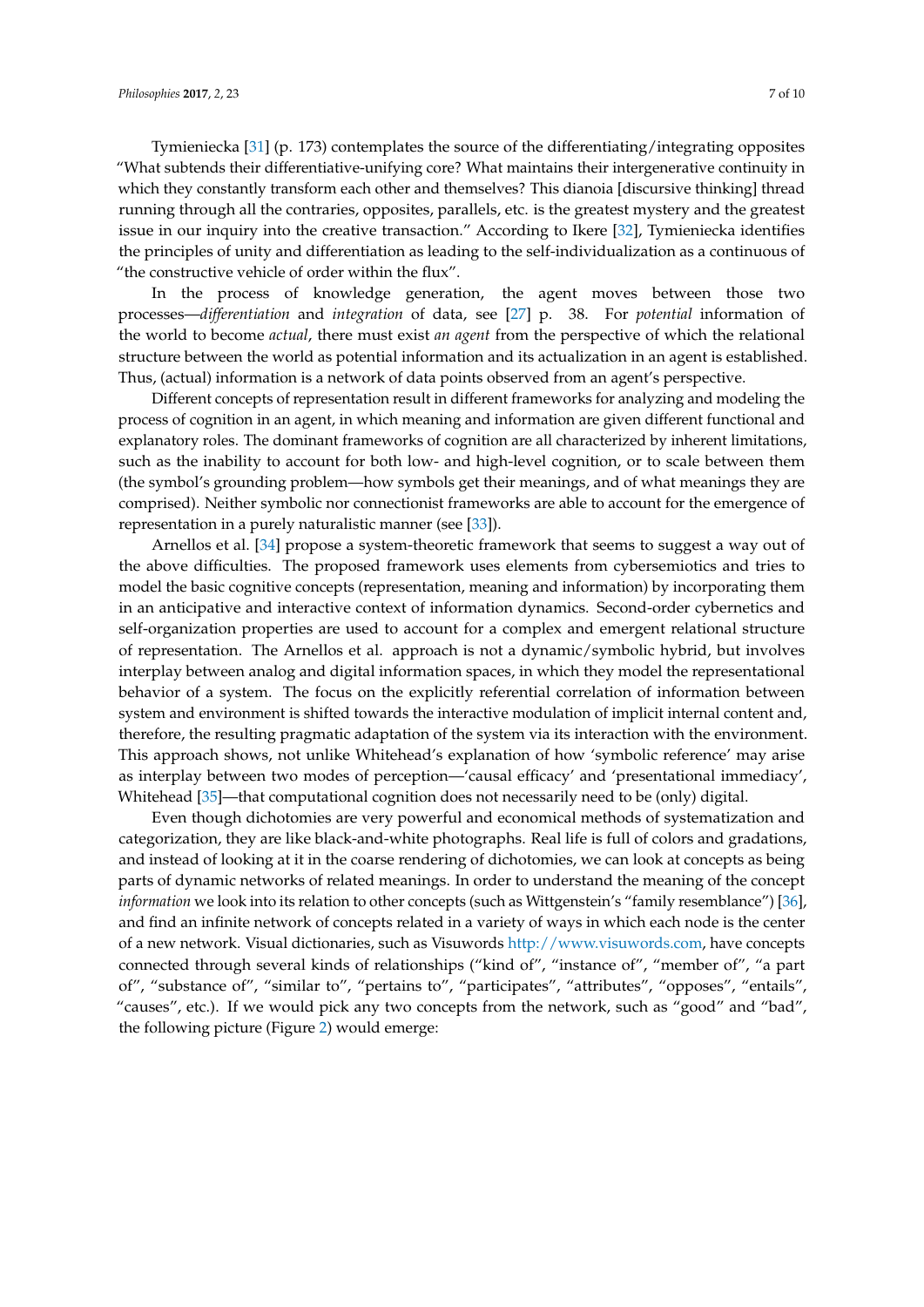Tymieniecka [31] (p. 173) contemplates the source of the differentiating/integrating opposites "What subtends their differentiative-unifying core? What maintains their intergenerative continuity in which they constantly transform each other and themselves? This dianoia [discursive thinking] thread running through all the contraries, opposites, parallels, etc. is the greatest mystery and the greatest issue in our inquiry into the creative transaction." According to Ikere [32], Tymieniecka identifies the principles of unity and differentiation as leading to the self-individualization as a continuous of "the constructive vehicle of order within the flux".

In the process of knowledge generation, the agent moves between those two processes—*differentiation* and *integration* of data, see [27] p. 38. For *potential* information of the world to become *actual*, there must exist *an agent* from the perspective of which the relational structure between the world as potential information and its actualization in an agent is established. Thus, (actual) information is a network of data points observed from an agent's perspective.

Different concepts of representation result in different frameworks for analyzing and modeling the process of cognition in an agent, in which meaning and information are given different functional and explanatory roles. The dominant frameworks of cognition are all characterized by inherent limitations, such as the inability to account for both low- and high-level cognition, or to scale between them (the symbol's grounding problem—how symbols get their meanings, and of what meanings they are comprised). Neither symbolic nor connectionist frameworks are able to account for the emergence of representation in a purely naturalistic manner (see [33]).

Arnellos et al. [34] propose a system-theoretic framework that seems to suggest a way out of the above difficulties. The proposed framework uses elements from cybersemiotics and tries to model the basic cognitive concepts (representation, meaning and information) by incorporating them in an anticipative and interactive context of information dynamics. Second-order cybernetics and self-organization properties are used to account for a complex and emergent relational structure of representation. The Arnellos et al. approach is not a dynamic/symbolic hybrid, but involves interplay between analog and digital information spaces, in which they model the representational behavior of a system. The focus on the explicitly referential correlation of information between system and environment is shifted towards the interactive modulation of implicit internal content and, therefore, the resulting pragmatic adaptation of the system via its interaction with the environment. This approach shows, not unlike Whitehead's explanation of how 'symbolic reference' may arise as interplay between two modes of perception—'causal efficacy' and 'presentational immediacy', Whitehead [35]—that computational cognition does not necessarily need to be (only) digital.

Even though dichotomies are very powerful and economical methods of systematization and categorization, they are like black-and-white photographs. Real life is full of colors and gradations, and instead of looking at it in the coarse rendering of dichotomies, we can look at concepts as being parts of dynamic networks of related meanings. In order to understand the meaning of the concept *information* we look into its relation to other concepts (such as Wittgenstein's "family resemblance") [36], and find an infinite network of concepts related in a variety of ways in which each node is the center of a new network. Visual dictionaries, such as Visuwords http://www.visuwords.com, have concepts connected through several kinds of relationships ("kind of", "instance of", "member of", "a part of", "substance of", "similar to", "pertains to", "participates", "attributes", "opposes", "entails", "causes", etc.). If we would pick any two concepts from the network, such as "good" and "bad", the following picture (Figure 2) would emerge: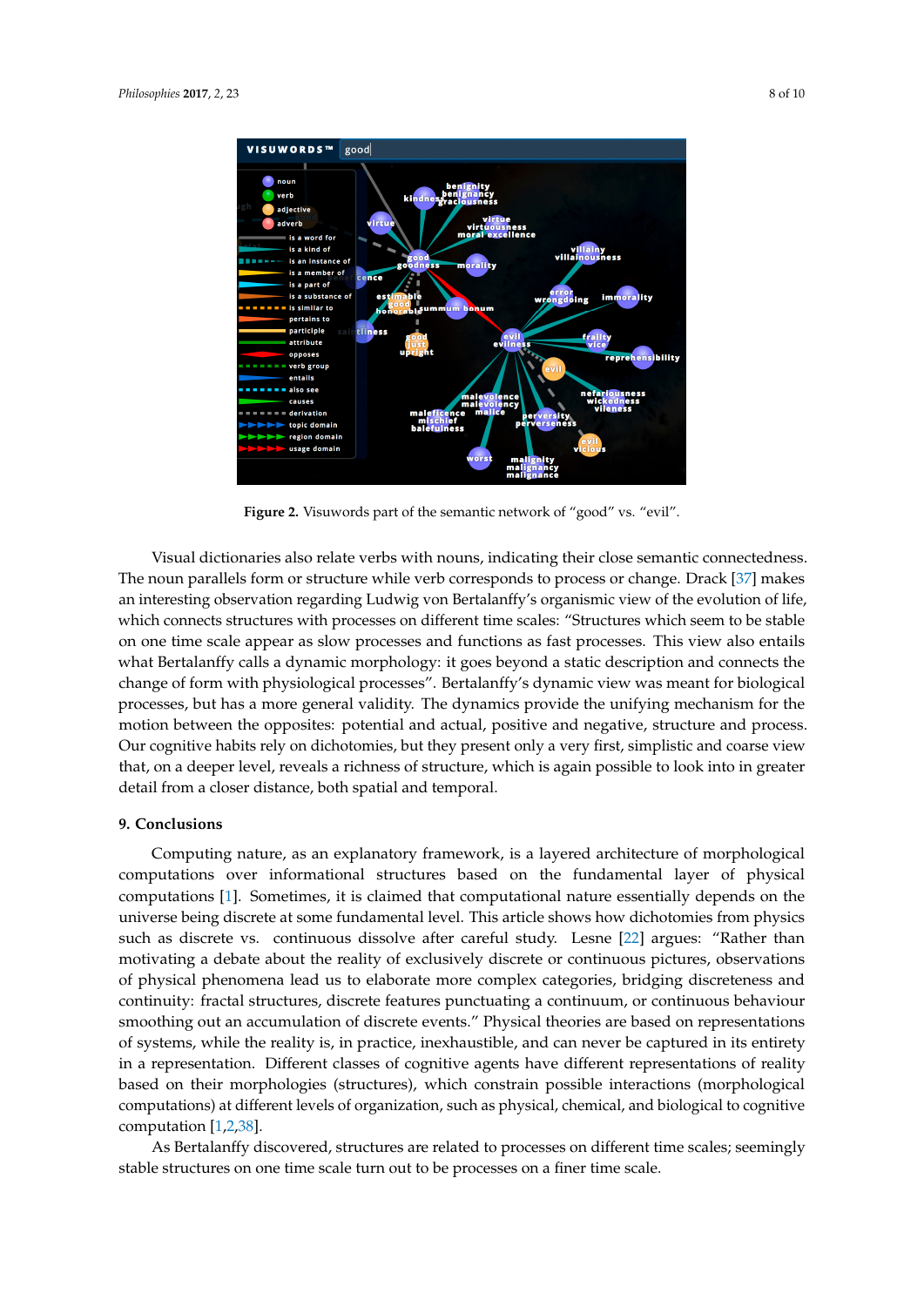Figure 2. Visuwords part of the semantic network of “good” vs. “evil”.

Visual dictionaries also relate verbs with nouns, indicating their close semantic connectedness. The noun parallels form or structure while verb corresponds to process or change. Drack [37] makes an interesting observation regarding Ludwig von Bertalanffy’s organismic view of the evolution of life, which connects structures with processes on different time scales: “Structures which seem to be stable on one time scale appear as slow processes and functions as fast processes. This view also entails what Bertalanffy calls a dynamic morphology: it goes beyond a static description and connects the change of form with physiological processes”. Bertalanffy’s dynamic view was meant for biological processes, but has a more general validity. The dynamics provide the unifying mechanism for the motion between the opposites: potential and actual, positive and negative, structure and process. Our cognitive habits rely on dichotomies, but they present only a very first, simplistic and coarse view that, on a deeper level, reveals a richness of structure, which is again possible to look into in greater detail from a closer distance, both spatial and temporal.

## 9. Conclusions

Computing nature, as an explanatory framework, is a layered architecture of morphological computations over informational structures based on the fundamental layer of physical computations [1]. Sometimes, it is claimed that computational nature essentially depends on the universe being discrete at some fundamental level. This article shows how dichotomies from physics such as discrete vs. continuous dissolve after careful study. Lesne [22] argues: “Rather than motivating a debate about the reality of exclusively discrete or continuous pictures, observations of physical phenomena lead us to elaborate more complex categories, bridging discreteness and continuity: fractal structures, discrete features punctuating a continuum, or continuous behaviour smoothing out an accumulation of discrete events.” Physical theories are based on representations of systems, while the reality is, in practice, inexhaustible, and can never be captured in its entirety in a representation. Different classes of cognitive agents have different representations of reality based on their morphologies (structures), which constrain possible interactions (morphological computations) at different levels of organization, such as physical, chemical, and biological to cognitive computation [1,2,38].

As Bertalanffy discovered, structures are related to processes on different time scales; seemingly stable structures on one time scale turn out to be processes on a finer time scale.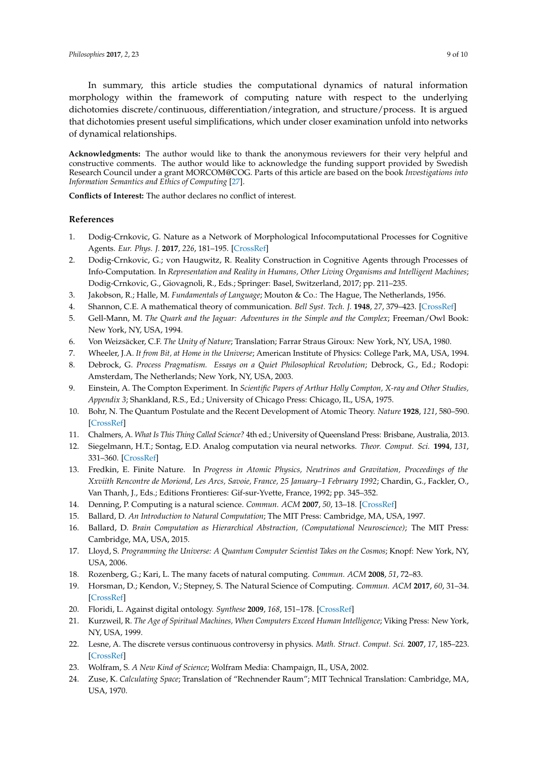In summary, this article studies the computational dynamics of natural information morphology within the framework of computing nature with respect to the underlying dichotomies discrete/continuous, differentiation/integration, and structure/process. It is argued that dichotomies present useful simplifications, which under closer examination unfold into networks of dynamical relationships.

**Acknowledgments:** The author would like to thank the anonymous reviewers for their very helpful and constructive comments. The author would like to acknowledge the funding support provided by Swedish Research Council under a grant MORCOM@COG. Parts of this article are based on the book *Investigations into Information Semantics and Ethics of Computing* [27].

**Conflicts of Interest:** The author declares no conflict of interest.

## References

1. Dodig-Crnkovic, G. Nature as a Network of Morphological Infocomputational Processes for Cognitive Agents. *Eur. Phys. J.* **2017**, *226*, 181–195. [CrossRef]
2. Dodig-Crnkovic, G.; von Haugwitz, R. Reality Construction in Cognitive Agents through Processes of Info-Computation. In *Representation and Reality in Humans, Other Living Organisms and Intelligent Machines*; Dodig-Crnkovic, G., Giovagnoli, R., Eds.; Springer: Basel, Switzerland, 2017; pp. 211–235.
3. Jakobson, R.; Halle, M. *Fundamentals of Language*; Mouton & Co.: The Hague, The Netherlands, 1956.
4. Shannon, C.E. A mathematical theory of communication. *Bell Syst. Tech. J.* **1948**, *27*, 379–423. [CrossRef]
5. Gell-Mann, M. *The Quark and the Jaguar: Adventures in the Simple and the Complex*; Freeman/Owl Book: New York, NY, USA, 1994.
6. Von Weizsäcker, C.F. *The Unity of Nature*; Translation; Farrar Straus Giroux: New York, NY, USA, 1980.
7. Wheeler, J.A. *It from Bit, at Home in the Universe*; American Institute of Physics: College Park, MA, USA, 1994.
8. Debrock, G. *Process Pragmatism. Essays on a Quiet Philosophical Revolution*; Debrock, G., Ed.; Rodopi: Amsterdam, The Netherlands; New York, NY, USA, 2003.
9. Einstein, A. The Compton Experiment. In *Scientific Papers of Arthur Holly Compton, X-ray and Other Studies, Appendix 3*; Shankland, R.S., Ed.; University of Chicago Press: Chicago, IL, USA, 1975.
10. Bohr, N. The Quantum Postulate and the Recent Development of Atomic Theory. *Nature* **1928**, *121*, 580–590. [CrossRef]
11. Chalmers, A. *What Is This Thing Called Science?* 4th ed.; University of Queensland Press: Brisbane, Australia, 2013.
12. Siegelmann, H.T.; Sontag, E.D. Analog computation via neural networks. *Theor. Comput. Sci.* **1994**, *131*, 331–360. [CrossRef]
13. Fredkin, E. Finite Nature. In *Progress in Atomic Physics, Neutrinos and Gravitation, Proceedings of the Xxviith Rencontre de Moriond, Les Arcs, Savoie, France, 25 January–1 February 1992*; Chardin, G., Fackler, O., Van Thanh, J., Eds.; Editions Frontieres: Gif-sur-Yvette, France, 1992; pp. 345–352.
14. Denning, P. Computing is a natural science. *Commun. ACM* **2007**, *50*, 13–18. [CrossRef]
15. Ballard, D. *An Introduction to Natural Computation*; The MIT Press: Cambridge, MA, USA, 1997.
16. Ballard, D. *Brain Computation as Hierarchical Abstraction, (Computational Neuroscience)*; The MIT Press: Cambridge, MA, USA, 2015.
17. Lloyd, S. *Programming the Universe: A Quantum Computer Scientist Takes on the Cosmos*; Knopf: New York, NY, USA, 2006.
18. Rozenberg, G.; Kari, L. The many facets of natural computing. *Commun. ACM* **2008**, *51*, 72–83.
19. Horsman, D.; Kendon, V.; Stepney, S. The Natural Science of Computing. *Commun. ACM* **2017**, *60*, 31–34. [CrossRef]
20. Floridi, L. Against digital ontology. *Synthese* **2009**, *168*, 151–178. [CrossRef]
21. Kurzweil, R. *The Age of Spiritual Machines, When Computers Exceed Human Intelligence*; Viking Press: New York, NY, USA, 1999.
22. Lesne, A. The discrete versus continuous controversy in physics. *Math. Struct. Comput. Sci.* **2007**, *17*, 185–223. [CrossRef]
23. Wolfram, S. *A New Kind of Science*; Wolfram Media: Champaign, IL, USA, 2002.
24. Zuse, K. *Calculating Space*; Translation of "Rechnender Raum"; MIT Technical Translation: Cambridge, MA, USA, 1970.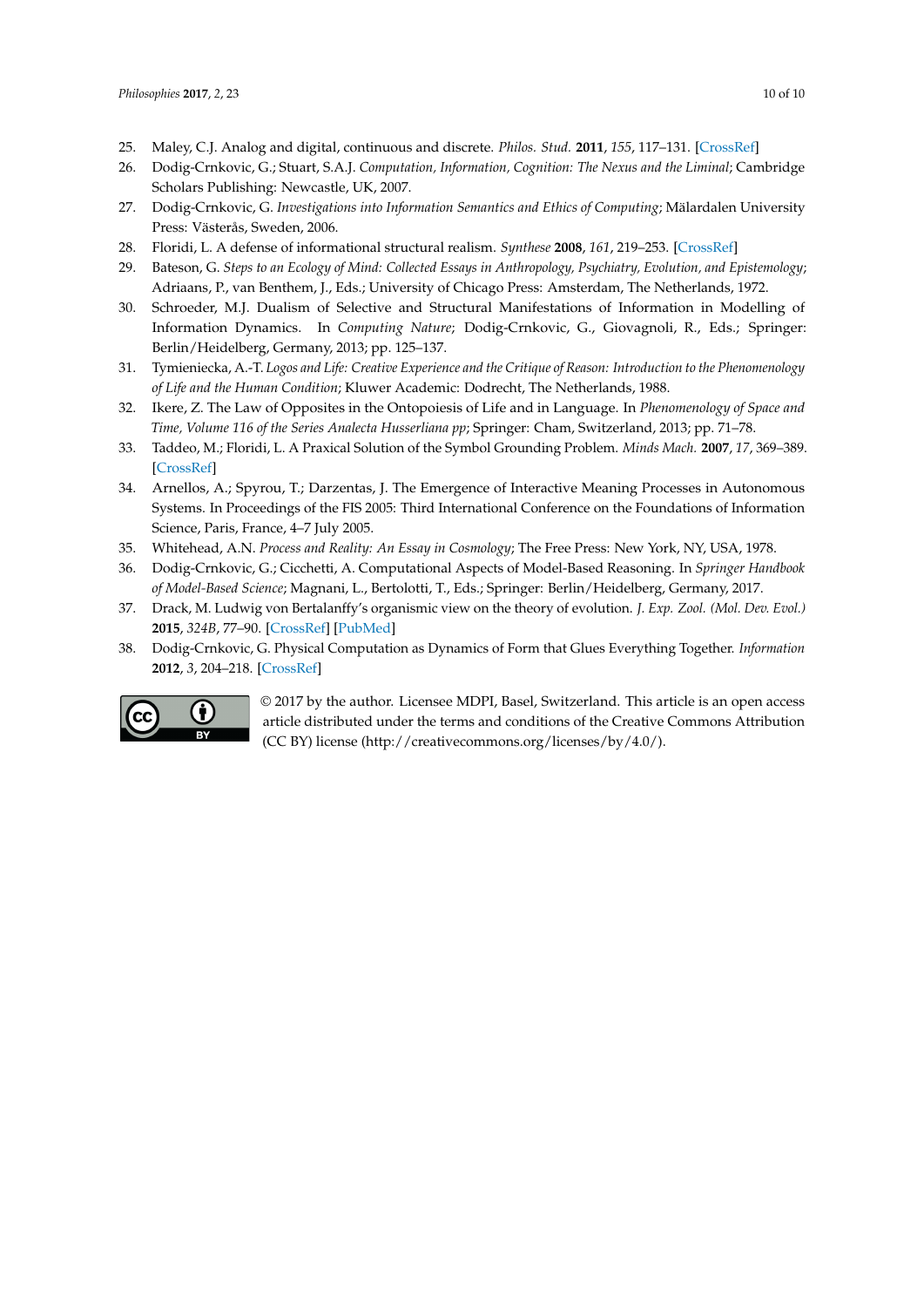25. Maley, C.J. Analog and digital, continuous and discrete. *Philos. Stud.* **2011**, *155*, 117–131. [CrossRef]
26. Dodig-Crnkovic, G.; Stuart, S.A.J. *Computation, Information, Cognition: The Nexus and the Liminal*; Cambridge Scholars Publishing: Newcastle, UK, 2007.
27. Dodig-Crnkovic, G. *Investigations into Information Semantics and Ethics of Computing*; Mälardalen University Press: Västerås, Sweden, 2006.
28. Floridi, L. A defense of informational structural realism. *Synthese* **2008**, *161*, 219–253. [CrossRef]
29. Bateson, G. *Steps to an Ecology of Mind: Collected Essays in Anthropology, Psychiatry, Evolution, and Epistemology*; Adriaans, P., van Benthem, J., Eds.; University of Chicago Press: Amsterdam, The Netherlands, 1972.
30. Schroeder, M.J. Dualism of Selective and Structural Manifestations of Information in Modelling of Information Dynamics. In *Computing Nature*; Dodig-Crnkovic, G., Giovagnoli, R., Eds.; Springer: Berlin/Heidelberg, Germany, 2013; pp. 125–137.
31. Tymieniecka, A.-T. *Logos and Life: Creative Experience and the Critique of Reason: Introduction to the Phenomenology of Life and the Human Condition*; Kluwer Academic: Dodrecht, The Netherlands, 1988.
32. Ikere, Z. The Law of Opposites in the Ontopoiesis of Life and in Language. In *Phenomenology of Space and Time, Volume 116 of the Series Analecta Husserliana pp*; Springer: Cham, Switzerland, 2013; pp. 71–78.
33. Taddeo, M.; Floridi, L. A Praxical Solution of the Symbol Grounding Problem. *Minds Mach.* **2007**, *17*, 369–389. [CrossRef]
34. Arnellos, A.; Spyrou, T.; Darzentas, J. The Emergence of Interactive Meaning Processes in Autonomous Systems. In Proceedings of the FIS 2005: Third International Conference on the Foundations of Information Science, Paris, France, 4–7 July 2005.
35. Whitehead, A.N. *Process and Reality: An Essay in Cosmology*; The Free Press: New York, NY, USA, 1978.
36. Dodig-Crnkovic, G.; Cicchetti, A. Computational Aspects of Model-Based Reasoning. In *Springer Handbook of Model-Based Science*; Magnani, L., Bertolotti, T., Eds.; Springer: Berlin/Heidelberg, Germany, 2017.
37. Drack, M. Ludwig von Bertalanffy's organismic view on the theory of evolution. *J. Exp. Zool. (Mol. Dev. Evol.)* **2015**, *324B*, 77–90. [CrossRef] [PubMed]
38. Dodig-Crnkovic, G. Physical Computation as Dynamics of Form that Glues Everything Together. *Information* **2012**, *3*, 204–218. [CrossRef]

© 2017 by the author. Licensee MDPI, Basel, Switzerland. This article is an open access article distributed under the terms and conditions of the Creative Commons Attribution (CC BY) license (http://creativecommons.org/licenses/by/4.0/).